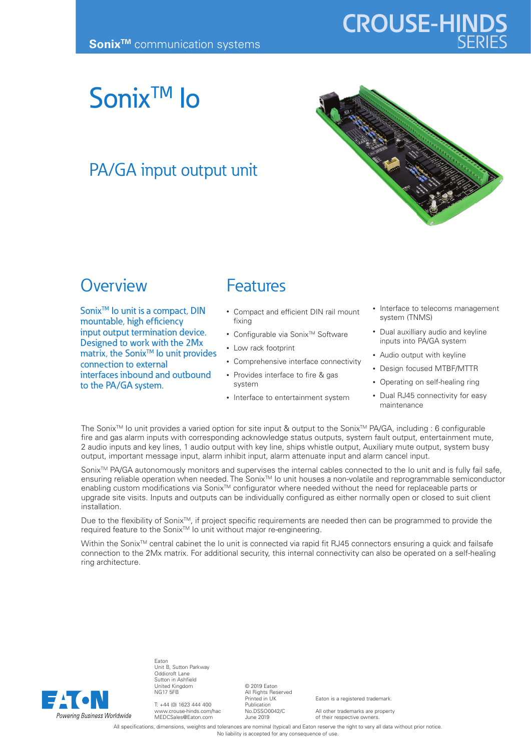**Sonix™** communication systems

CROUSE-HINDS SERIES

# Sonix™ Io

## PA/GA input output unit

## Overview

Sonix™ Io unit is a compact, DIN mountable, high efficiency input output termination device. Designed to work with the 2Mx matrix, the Sonix™ Io unit provides connection to external interfaces inbound and outbound to the PA/GA system.

## Features

- Compact and efficient DIN rail mount fixing
- Configurable via Sonix™ Software
- Low rack footprint
- Comprehensive interface connectivity
- Provides interface to fire & gas system
- Interface to entertainment system
- Interface to telecoms management system (TNMS)
- Dual auxilliary audio and keyline inputs into PA/GA system
- Audio output with keyline
- Design focused MTBF/MTTR
- Operating on self-healing ring
- Dual RJ45 connectivity for easy maintenance

The Sonix™ Io unit provides a varied option for site input & output to the Sonix™ PA/GA, including : 6 configurable fire and gas alarm inputs with corresponding acknowledge status outputs, system fault output, entertainment mute, 2 audio inputs and key lines, 1 audio output with key line, ships whistle output, Auxiliary mute output, system busy output, important message input, alarm inhibit input, alarm attenuate input and alarm cancel input.

Sonix™ PA/GA autonomously monitors and supervises the internal cables connected to the Io unit and is fully fail safe, ensuring reliable operation when needed. The Sonix™ Io unit houses a non-volatile and reprogrammable semiconductor enabling custom modifications via Sonix™ configurator where needed without the need for replaceable parts or upgrade site visits. Inputs and outputs can be individually configured as either normally open or closed to suit client installation.

Due to the flexibility of Sonix™, if project specific requirements are needed then can be programmed to provide the required feature to the Sonix™ Io unit without major re-engineering.

Within the Sonix™ central cabinet the Io unit is connected via rapid fit RJ45 connectors ensuring a quick and failsafe connection to the 2Mx matrix. For additional security, this internal connectivity can also be operated on a self-healing ring architecture.

EATON
*Powering Business Worldwide*

Eaton
Unit B, Sutton Parkway
Oddicroft Lane
Sutton in Ashfield
United Kingdom
NG17 5FB

T: +44 (0) 1623 444 400
www.crouse-hinds.com/hac
MEDCSales@Eaton.com

© 2019 Eaton
All Rights Reserved
Printed in UK
Publication
No.DSSO0042/C
June 2019

Eaton is a registered trademark.

All other trademarks are property of their respective owners.

All specifications, dimensions, weights and tolerances are nominal (typical) and Eaton reserve the right to vary all data without prior notice. No liability is accepted for any consequence of use.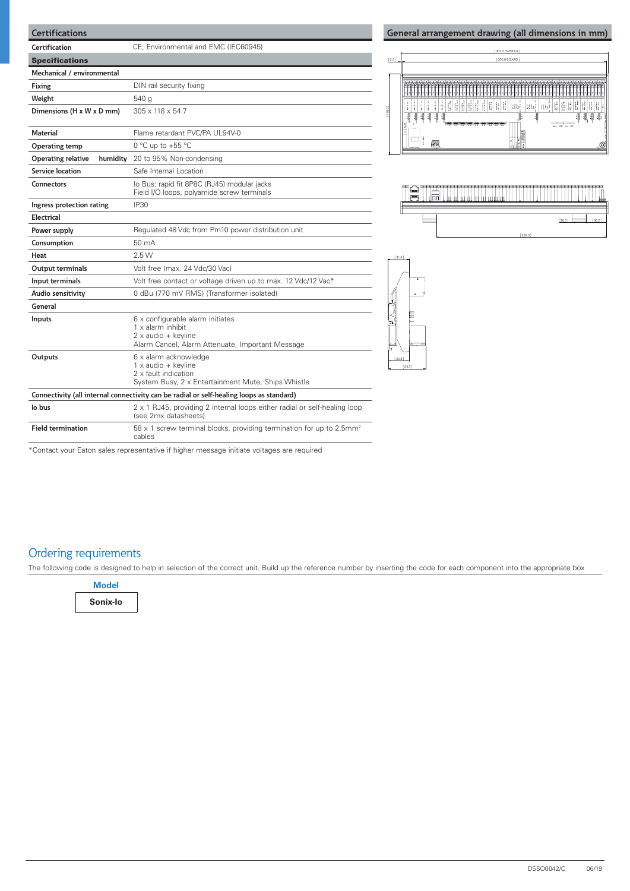## Certifications

| | |
|---|---|
| Certification | CE, Environmental and EMC (IEC60945) |

## Specifications

| | |
|---|---|
| **Mechanical / environmental** | |
| Fixing | DIN rail security fixing |
| Weight | 540 g |
| Dimensions (H x W x D mm) | 305 x 118 x 54.7 |
| Material | Flame retardant PVC/PA UL94V-0 |
| Operating temp | 0 °C up to +55 °C |
| Operating relative humidity | 20 to 95% Non-condensing |
| Service location | Safe Internal Location |
| Connectors | Io Bus: rapid fit 8P8C (RJ45) modular jacks<br>Field I/O loops, polyamide screw terminals |
| Ingress protection rating | IP30 |
| **Electrical** | |
| Power supply | Regulated 48 Vdc from Pm10 power distribution unit |
| Consumption | 50 mA |
| Heat | 2.5 W |
| Output terminals | Volt free (max. 24 Vdc/30 Vac) |
| Input terminals | Volt free contact or voltage driven up to max. 12 Vdc/12 Vac* |
| Audio sensitivity | 0 dBu (770 mV RMS) (Transformer isolated) |
| **General** | |
| Inputs | 6 x configurable alarm initiates<br>1 x alarm inhibit<br>2 x audio + keyline<br>Alarm Cancel, Alarm Attenuate, Important Message |
| Outputs | 6 x alarm acknowledge<br>1 x audio + keyline<br>2 x fault indication<br>System Busy, 2 x Entertainment Mute, Ships Whistle |
| **Connectivity (all internal connectivity can be radial or self-healing loops as standard)** | |
| Io bus | 2 x 1 RJ45, providing 2 internal loops either radial or self-healing loop (see 2mx datasheets) |
| Field termination | 58 x 1 screw terminal blocks, providing termination for up to 2.5mm² cables |

*Contact your Eaton sales representative if higher message initiate voltages are required

## General arrangement drawing (all dimensions in mm)

305.0 OVERALL
300.0 BOARD
2.5
118.0
20.0
30.0
250.0
31.8
30.8
54.7

## Ordering requirements

The following code is designed to help in selection of the correct unit. Build up the reference number by inserting the code for each component into the appropriate box

| Model |
|---|
| **Sonix-Io** |

DSSO0042/C 06/19